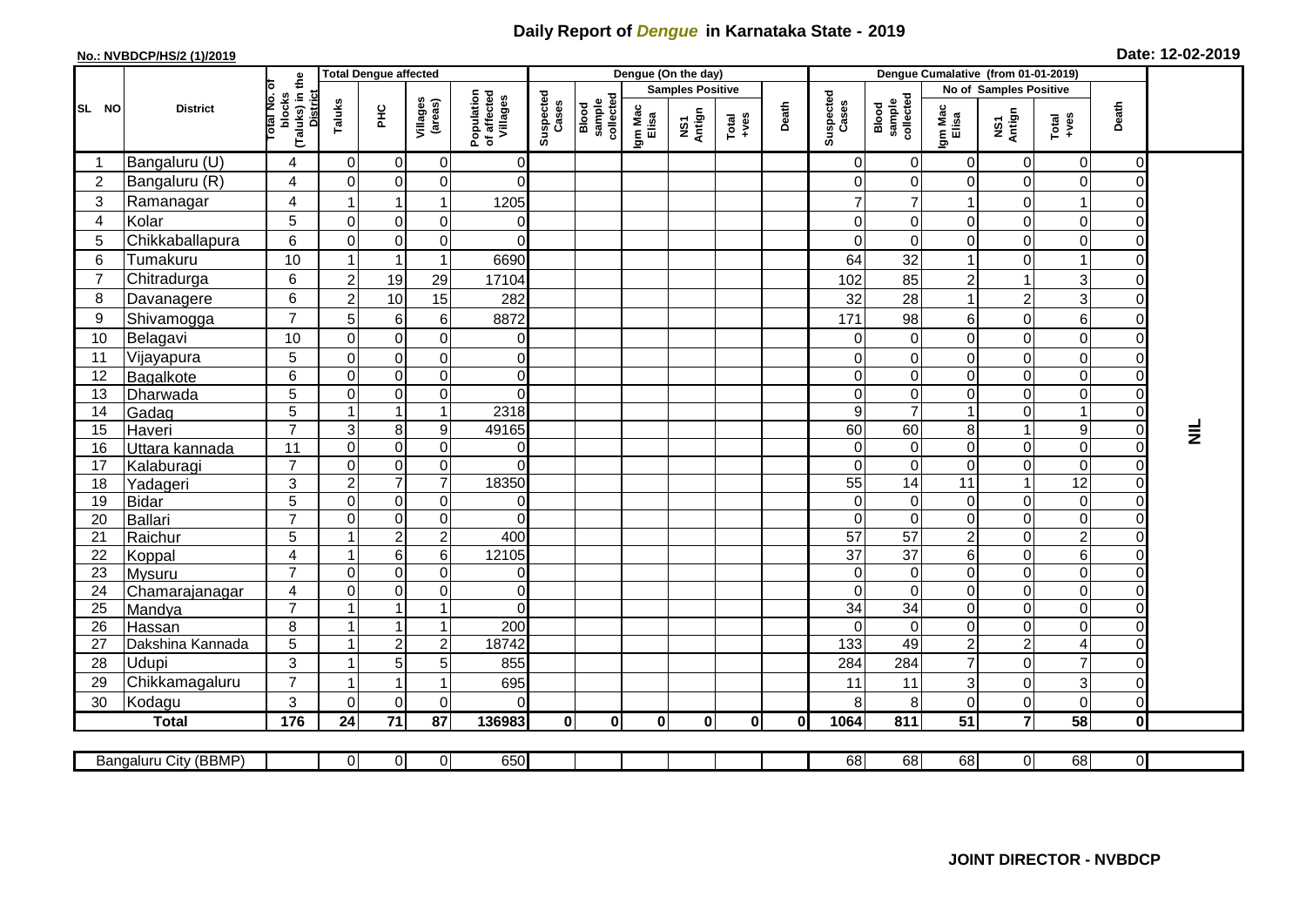# Daily Report of *Dengue* in Karnataka State - 2019

**No.: NVBDCP/HS/2 (1)/2019**

**Date: 12-02-2019**

| SL NO | District | Total No. of blocks (Taluks) in the District | Total Dengue affected | | | | Dengue (On the day) | | | | | | | Dengue Cumalative (from 01-01-2019) | | | | | | | |
|---|---|---|---|---|---|---|---|---|---|---|---|---|---|---|---|---|---|---|---|---|
| | | | Taluks | PHC | Villages (areas) | Population of affected Villages | Suspected Cases | Blood sample collected | Samples Positive | | | Death | Suspected Cases | Blood sample collected | No of Samples Positive | | | Death | |
| | | | | | | | | | Igm Mac Elisa | NS1 Antign | Total +ves | | | | Igm Mac Elisa | NS1 Antign | Total +ves | | |
| 1 | Bangaluru (U) | 4 | 0 | 0 | 0 | 0 | | | | | | | 0 | 0 | 0 | 0 | 0 | 0 | NIL |
| 2 | Bangaluru (R) | 4 | 0 | 0 | 0 | 0 | | | | | | | 0 | 0 | 0 | 0 | 0 | 0 | |
| 3 | Ramanagar | 4 | 1 | 1 | 1 | 1205 | | | | | | | 7 | 7 | 1 | 0 | 1 | 0 | |
| 4 | Kolar | 5 | 0 | 0 | 0 | 0 | | | | | | | 0 | 0 | 0 | 0 | 0 | 0 | |
| 5 | Chikkaballapura | 6 | 0 | 0 | 0 | 0 | | | | | | | 0 | 0 | 0 | 0 | 0 | 0 | |
| 6 | Tumakuru | 10 | 1 | 1 | 1 | 6690 | | | | | | | 64 | 32 | 1 | 0 | 1 | 0 | |
| 7 | Chitradurga | 6 | 2 | 19 | 29 | 17104 | | | | | | | 102 | 85 | 2 | 1 | 3 | 0 | |
| 8 | Davanagere | 6 | 2 | 10 | 15 | 282 | | | | | | | 32 | 28 | 1 | 2 | 3 | 0 | |
| 9 | Shivamogga | 7 | 5 | 6 | 6 | 8872 | | | | | | | 171 | 98 | 6 | 0 | 6 | 0 | |
| 10 | Belagavi | 10 | 0 | 0 | 0 | 0 | | | | | | | 0 | 0 | 0 | 0 | 0 | 0 | |
| 11 | Vijayapura | 5 | 0 | 0 | 0 | 0 | | | | | | | 0 | 0 | 0 | 0 | 0 | 0 | |
| 12 | Bagalkote | 6 | 0 | 0 | 0 | 0 | | | | | | | 0 | 0 | 0 | 0 | 0 | 0 | |
| 13 | Dharwada | 5 | 0 | 0 | 0 | 0 | | | | | | | 0 | 0 | 0 | 0 | 0 | 0 | |
| 14 | Gadag | 5 | 1 | 1 | 1 | 2318 | | | | | | | 9 | 7 | 1 | 0 | 1 | 0 | |
| 15 | Haveri | 7 | 3 | 8 | 9 | 49165 | | | | | | | 60 | 60 | 8 | 1 | 9 | 0 | |
| 16 | Uttara kannada | 11 | 0 | 0 | 0 | 0 | | | | | | | 0 | 0 | 0 | 0 | 0 | 0 | |
| 17 | Kalaburagi | 7 | 0 | 0 | 0 | 0 | | | | | | | 0 | 0 | 0 | 0 | 0 | 0 | |
| 18 | Yadageri | 3 | 2 | 7 | 7 | 18350 | | | | | | | 55 | 14 | 11 | 1 | 12 | 0 | |
| 19 | Bidar | 5 | 0 | 0 | 0 | 0 | | | | | | | 0 | 0 | 0 | 0 | 0 | 0 | |
| 20 | Ballari | 7 | 0 | 0 | 0 | 0 | | | | | | | 0 | 0 | 0 | 0 | 0 | 0 | |
| 21 | Raichur | 5 | 1 | 2 | 2 | 400 | | | | | | | 57 | 57 | 2 | 0 | 2 | 0 | |
| 22 | Koppal | 4 | 1 | 6 | 6 | 12105 | | | | | | | 37 | 37 | 6 | 0 | 6 | 0 | |
| 23 | Mysuru | 7 | 0 | 0 | 0 | 0 | | | | | | | 0 | 0 | 0 | 0 | 0 | 0 | |
| 24 | Chamarajanagar | 4 | 0 | 0 | 0 | 0 | | | | | | | 0 | 0 | 0 | 0 | 0 | 0 | |
| 25 | Mandya | 7 | 1 | 1 | 1 | 0 | | | | | | | 34 | 34 | 0 | 0 | 0 | 0 | |
| 26 | Hassan | 8 | 1 | 1 | 1 | 200 | | | | | | | 0 | 0 | 0 | 0 | 0 | 0 | |
| 27 | Dakshina Kannada | 5 | 1 | 2 | 2 | 18742 | | | | | | | 133 | 49 | 2 | 2 | 4 | 0 | |
| 28 | Udupi | 3 | 1 | 5 | 5 | 855 | | | | | | | 284 | 284 | 7 | 0 | 7 | 0 | |
| 29 | Chikkamagaluru | 7 | 1 | 1 | 1 | 695 | | | | | | | 11 | 11 | 3 | 0 | 3 | 0 | |
| 30 | Kodagu | 3 | 0 | 0 | 0 | 0 | | | | | | | 8 | 8 | 0 | 0 | 0 | 0 | |
| **Total** | | **176** | **24** | **71** | **87** | **136983** | **0** | **0** | **0** | **0** | **0** | **0** | **1064** | **811** | **51** | **7** | **58** | **0** | |

| Bangaluru City (BBMP) | | 0 | 0 | 0 | 650 | | | | | | | 68 | 68 | 68 | 0 | 68 | 0 | |
|---|---|---|---|---|---|---|---|---|---|---|---|---|---|---|---|---|---|---|

**JOINT DIRECTOR - NVBDCP**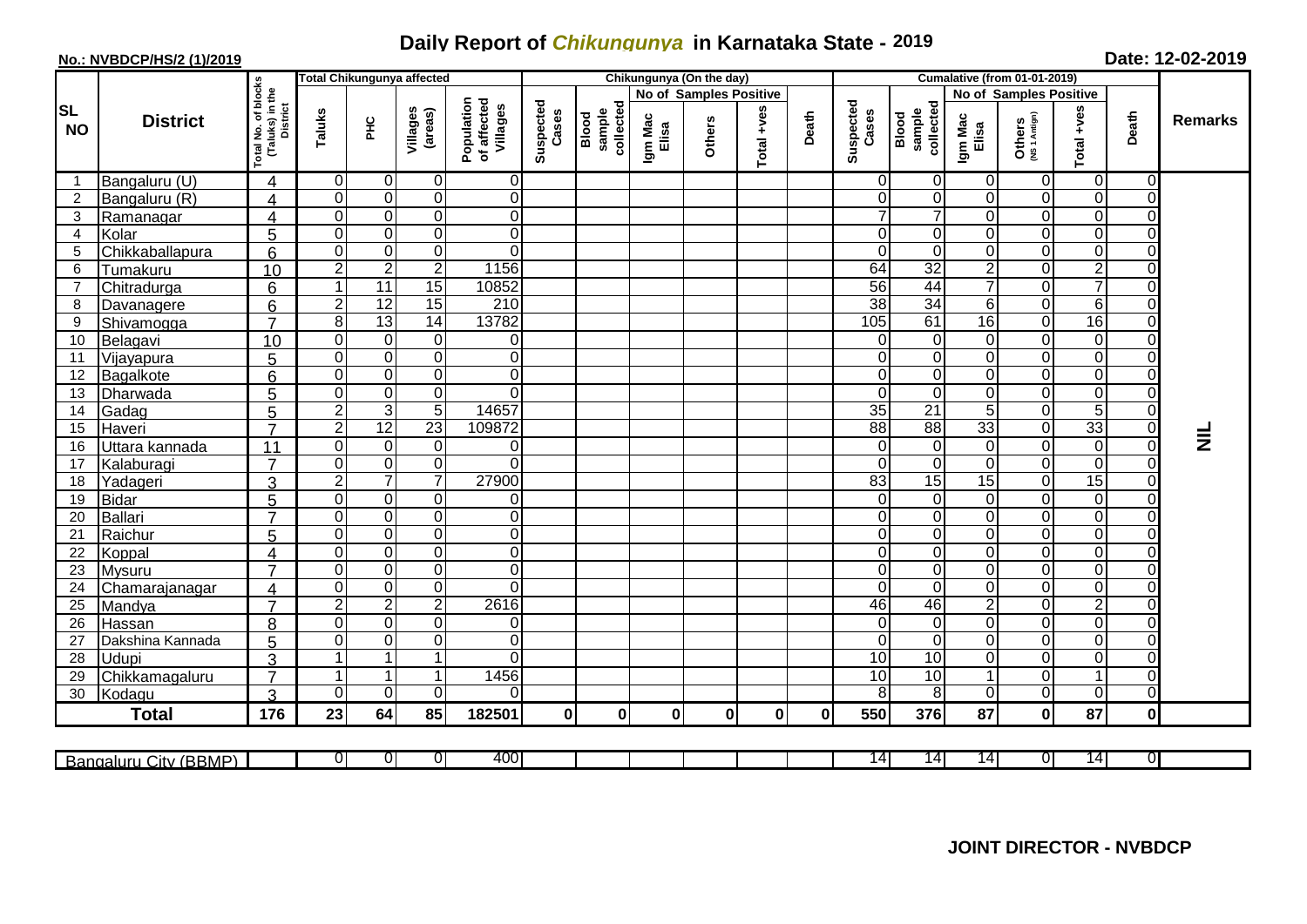# Daily Report of *Chikungunya* in Karnataka State - 2019

**No.: NVBDCP/HS/2 (1)/2019** **Date: 12-02-2019**

| SL NO | District | Total No. of blocks (Taluks) in the District | Total Chikungunya affected | | | | Chikungunya (On the day) | | | | | | | Cumalative (from 01-01-2019) | | | | | | | Remarks |
|---|---|---|---|---|---|---|---|---|---|---|---|---|---|---|---|---|---|---|---|---|---|
| | | | | | | | | | No of Samples Positive | | | | | | | No of Samples Positive | | | | | |
| | | | Taluks | PHC | Villages (areas) | Population of affected Villages | Suspected Cases | Blood sample collected | Igm Mac Elisa | Others | Total +ves | Death | Suspected Cases | Blood sample collected | Igm Mac Elisa | Others (NS1 Antign) | Total +ves | Death | |
| 1 | Bangaluru (U) | 4 | 0 | 0 | 0 | 0 | | | | | | | 0 | 0 | 0 | 0 | 0 | 0 | NIL |
| 2 | Bangaluru (R) | 4 | 0 | 0 | 0 | 0 | | | | | | | 0 | 0 | 0 | 0 | 0 | 0 | |
| 3 | Ramanagar | 4 | 0 | 0 | 0 | 0 | | | | | | | 7 | 7 | 0 | 0 | 0 | 0 | |
| 4 | Kolar | 5 | 0 | 0 | 0 | 0 | | | | | | | 0 | 0 | 0 | 0 | 0 | 0 | |
| 5 | Chikkaballapura | 6 | 0 | 0 | 0 | 0 | | | | | | | 0 | 0 | 0 | 0 | 0 | 0 | |
| 6 | Tumakuru | 10 | 2 | 2 | 2 | 1156 | | | | | | | 64 | 32 | 2 | 0 | 2 | 0 | |
| 7 | Chitradurga | 6 | 1 | 11 | 15 | 10852 | | | | | | | 56 | 44 | 7 | 0 | 7 | 0 | |
| 8 | Davanagere | 6 | 2 | 12 | 15 | 210 | | | | | | | 38 | 34 | 6 | 0 | 6 | 0 | |
| 9 | Shivamogga | 7 | 8 | 13 | 14 | 13782 | | | | | | | 105 | 61 | 16 | 0 | 16 | 0 | |
| 10 | Belagavi | 10 | 0 | 0 | 0 | 0 | | | | | | | 0 | 0 | 0 | 0 | 0 | 0 | |
| 11 | Vijayapura | 5 | 0 | 0 | 0 | 0 | | | | | | | 0 | 0 | 0 | 0 | 0 | 0 | |
| 12 | Bagalkote | 6 | 0 | 0 | 0 | 0 | | | | | | | 0 | 0 | 0 | 0 | 0 | 0 | |
| 13 | Dharwada | 5 | 0 | 0 | 0 | 0 | | | | | | | 0 | 0 | 0 | 0 | 0 | 0 | |
| 14 | Gadag | 5 | 2 | 3 | 5 | 14657 | | | | | | | 35 | 21 | 5 | 0 | 5 | 0 | |
| 15 | Haveri | 7 | 2 | 12 | 23 | 109872 | | | | | | | 88 | 88 | 33 | 0 | 33 | 0 | |
| 16 | Uttara kannada | 11 | 0 | 0 | 0 | 0 | | | | | | | 0 | 0 | 0 | 0 | 0 | 0 | |
| 17 | Kalaburagi | 7 | 0 | 0 | 0 | 0 | | | | | | | 0 | 0 | 0 | 0 | 0 | 0 | |
| 18 | Yadageri | 3 | 2 | 7 | 7 | 27900 | | | | | | | 83 | 15 | 15 | 0 | 15 | 0 | |
| 19 | Bidar | 5 | 0 | 0 | 0 | 0 | | | | | | | 0 | 0 | 0 | 0 | 0 | 0 | |
| 20 | Ballari | 7 | 0 | 0 | 0 | 0 | | | | | | | 0 | 0 | 0 | 0 | 0 | 0 | |
| 21 | Raichur | 5 | 0 | 0 | 0 | 0 | | | | | | | 0 | 0 | 0 | 0 | 0 | 0 | |
| 22 | Koppal | 4 | 0 | 0 | 0 | 0 | | | | | | | 0 | 0 | 0 | 0 | 0 | 0 | |
| 23 | Mysuru | 7 | 0 | 0 | 0 | 0 | | | | | | | 0 | 0 | 0 | 0 | 0 | 0 | |
| 24 | Chamarajanagar | 4 | 0 | 0 | 0 | 0 | | | | | | | 0 | 0 | 0 | 0 | 0 | 0 | |
| 25 | Mandya | 7 | 2 | 2 | 2 | 2616 | | | | | | | 46 | 46 | 2 | 0 | 2 | 0 | |
| 26 | Hassan | 8 | 0 | 0 | 0 | 0 | | | | | | | 0 | 0 | 0 | 0 | 0 | 0 | |
| 27 | Dakshina Kannada | 5 | 0 | 0 | 0 | 0 | | | | | | | 0 | 0 | 0 | 0 | 0 | 0 | |
| 28 | Udupi | 3 | 1 | 1 | 1 | 0 | | | | | | | 10 | 10 | 0 | 0 | 0 | 0 | |
| 29 | Chikkamagaluru | 7 | 1 | 1 | 1 | 1456 | | | | | | | 10 | 10 | 1 | 0 | 1 | 0 | |
| 30 | Kodagu | 3 | 0 | 0 | 0 | 0 | | | | | | | 8 | 8 | 0 | 0 | 0 | 0 | |
| **Total** | | **176** | **23** | **64** | **85** | **182501** | **0** | **0** | **0** | **0** | **0** | **0** | **550** | **376** | **87** | **0** | **87** | **0** | |

| | | | | | | | | | | | | | | | | | | |
|---|---|---|---|---|---|---|---|---|---|---|---|---|---|---|---|---|---|---|
| Bangaluru City (BBMP) | | 0 | 0 | 0 | 400 | | | | | | | 14 | 14 | 14 | 0 | 14 | 0 | |

**JOINT DIRECTOR - NVBDCP**